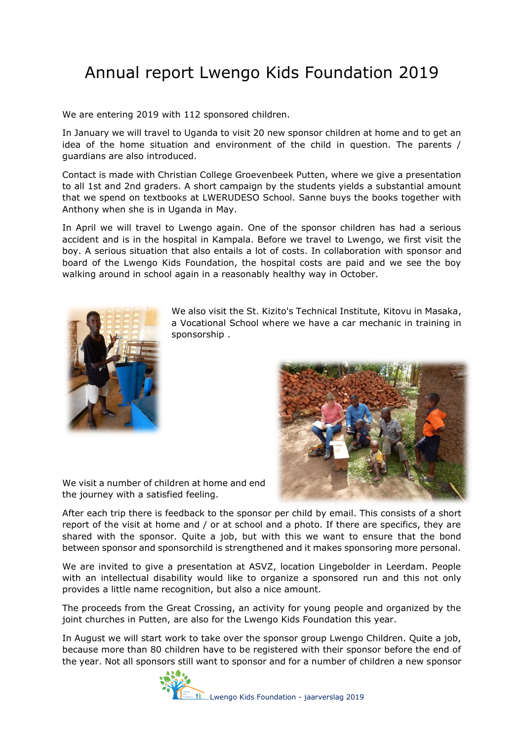# Annual report Lwengo Kids Foundation 2019

We are entering 2019 with 112 sponsored children.

In January we will travel to Uganda to visit 20 new sponsor children at home and to get an idea of the home situation and environment of the child in question. The parents / guardians are also introduced.

Contact is made with Christian College Groevenbeek Putten, where we give a presentation to all 1st and 2nd graders. A short campaign by the students yields a substantial amount that we spend on textbooks at LWERUDESO School. Sanne buys the books together with Anthony when she is in Uganda in May.

In April we will travel to Lwengo again. One of the sponsor children has had a serious accident and is in the hospital in Kampala. Before we travel to Lwengo, we first visit the boy. A serious situation that also entails a lot of costs. In collaboration with sponsor and board of the Lwengo Kids Foundation, the hospital costs are paid and we see the boy walking around in school again in a reasonably healthy way in October.

We also visit the St. Kizito's Technical Institute, Kitovu in Masaka, a Vocational School where we have a car mechanic in training in sponsorship .

We visit a number of children at home and end the journey with a satisfied feeling.

After each trip there is feedback to the sponsor per child by email. This consists of a short report of the visit at home and / or at school and a photo. If there are specifics, they are shared with the sponsor. Quite a job, but with this we want to ensure that the bond between sponsor and sponsorchild is strengthened and it makes sponsoring more personal.

We are invited to give a presentation at ASVZ, location Lingebolder in Leerdam. People with an intellectual disability would like to organize a sponsored run and this not only provides a little name recognition, but also a nice amount.

The proceeds from the Great Crossing, an activity for young people and organized by the joint churches in Putten, are also for the Lwengo Kids Foundation this year.

In August we will start work to take over the sponsor group Lwengo Children. Quite a job, because more than 80 children have to be registered with their sponsor before the end of the year. Not all sponsors still want to sponsor and for a number of children a new sponsor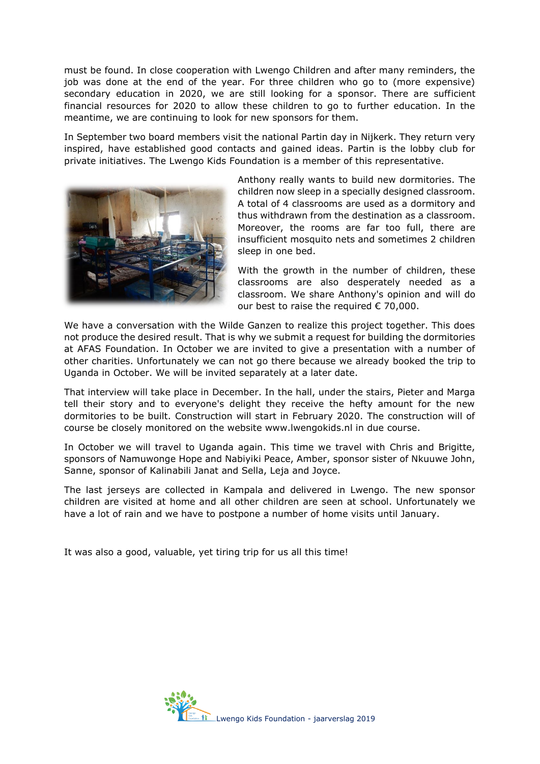must be found. In close cooperation with Lwengo Children and after many reminders, the job was done at the end of the year. For three children who go to (more expensive) secondary education in 2020, we are still looking for a sponsor. There are sufficient financial resources for 2020 to allow these children to go to further education. In the meantime, we are continuing to look for new sponsors for them.

In September two board members visit the national Partin day in Nijkerk. They return very inspired, have established good contacts and gained ideas. Partin is the lobby club for private initiatives. The Lwengo Kids Foundation is a member of this representative.

Anthony really wants to build new dormitories. The children now sleep in a specially designed classroom. A total of 4 classrooms are used as a dormitory and thus withdrawn from the destination as a classroom. Moreover, the rooms are far too full, there are insufficient mosquito nets and sometimes 2 children sleep in one bed.

With the growth in the number of children, these classrooms are also desperately needed as a classroom. We share Anthony's opinion and will do our best to raise the required € 70,000.

We have a conversation with the Wilde Ganzen to realize this project together. This does not produce the desired result. That is why we submit a request for building the dormitories at AFAS Foundation. In October we are invited to give a presentation with a number of other charities. Unfortunately we can not go there because we already booked the trip to Uganda in October. We will be invited separately at a later date.

That interview will take place in December. In the hall, under the stairs, Pieter and Marga tell their story and to everyone's delight they receive the hefty amount for the new dormitories to be built. Construction will start in February 2020. The construction will of course be closely monitored on the website www.lwengokids.nl in due course.

In October we will travel to Uganda again. This time we travel with Chris and Brigitte, sponsors of Namuwonge Hope and Nabiyiki Peace, Amber, sponsor sister of Nkuuwe John, Sanne, sponsor of Kalinabili Janat and Sella, Leja and Joyce.

The last jerseys are collected in Kampala and delivered in Lwengo. The new sponsor children are visited at home and all other children are seen at school. Unfortunately we have a lot of rain and we have to postpone a number of home visits until January.

It was also a good, valuable, yet tiring trip for us all this time!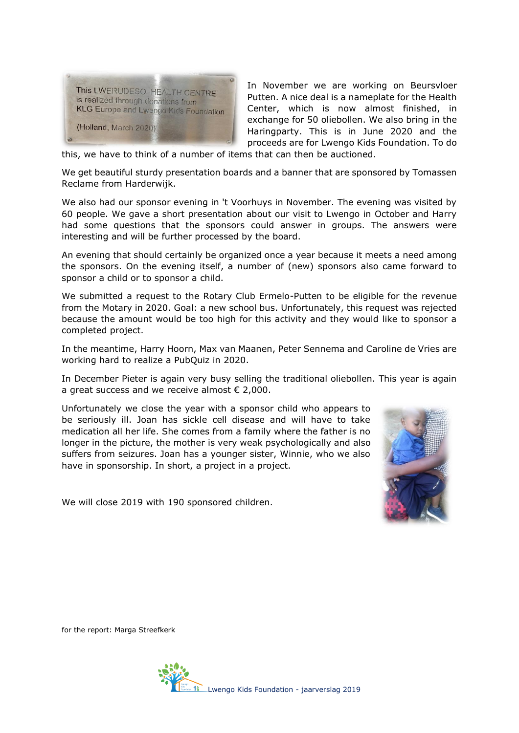In November we are working on Beursvloer Putten. A nice deal is a nameplate for the Health Center, which is now almost finished, in exchange for 50 oliebollen. We also bring in the Haringparty. This is in June 2020 and the proceeds are for Lwengo Kids Foundation. To do this, we have to think of a number of items that can then be auctioned.

We get beautiful sturdy presentation boards and a banner that are sponsored by Tomassen Reclame from Harderwijk.

We also had our sponsor evening in 't Voorhuys in November. The evening was visited by 60 people. We gave a short presentation about our visit to Lwengo in October and Harry had some questions that the sponsors could answer in groups. The answers were interesting and will be further processed by the board.

An evening that should certainly be organized once a year because it meets a need among the sponsors. On the evening itself, a number of (new) sponsors also came forward to sponsor a child or to sponsor a child.

We submitted a request to the Rotary Club Ermelo-Putten to be eligible for the revenue from the Motary in 2020. Goal: a new school bus. Unfortunately, this request was rejected because the amount would be too high for this activity and they would like to sponsor a completed project.

In the meantime, Harry Hoorn, Max van Maanen, Peter Sennema and Caroline de Vries are working hard to realize a PubQuiz in 2020.

In December Pieter is again very busy selling the traditional oliebollen. This year is again a great success and we receive almost € 2,000.

Unfortunately we close the year with a sponsor child who appears to be seriously ill. Joan has sickle cell disease and will have to take medication all her life. She comes from a family where the father is no longer in the picture, the mother is very weak psychologically and also suffers from seizures. Joan has a younger sister, Winnie, who we also have in sponsorship. In short, a project in a project.

We will close 2019 with 190 sponsored children.

for the report: Marga Streefkerk